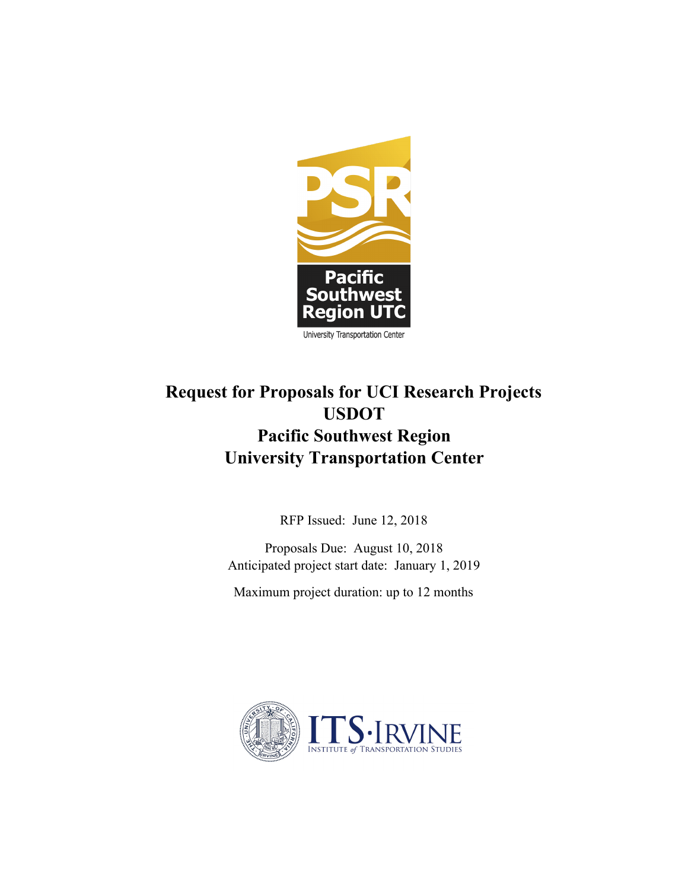# Request for Proposals for UCI Research Projects
# USDOT
# Pacific Southwest Region
# University Transportation Center

RFP Issued: June 12, 2018

Proposals Due: August 10, 2018
Anticipated project start date: January 1, 2019

Maximum project duration: up to 12 months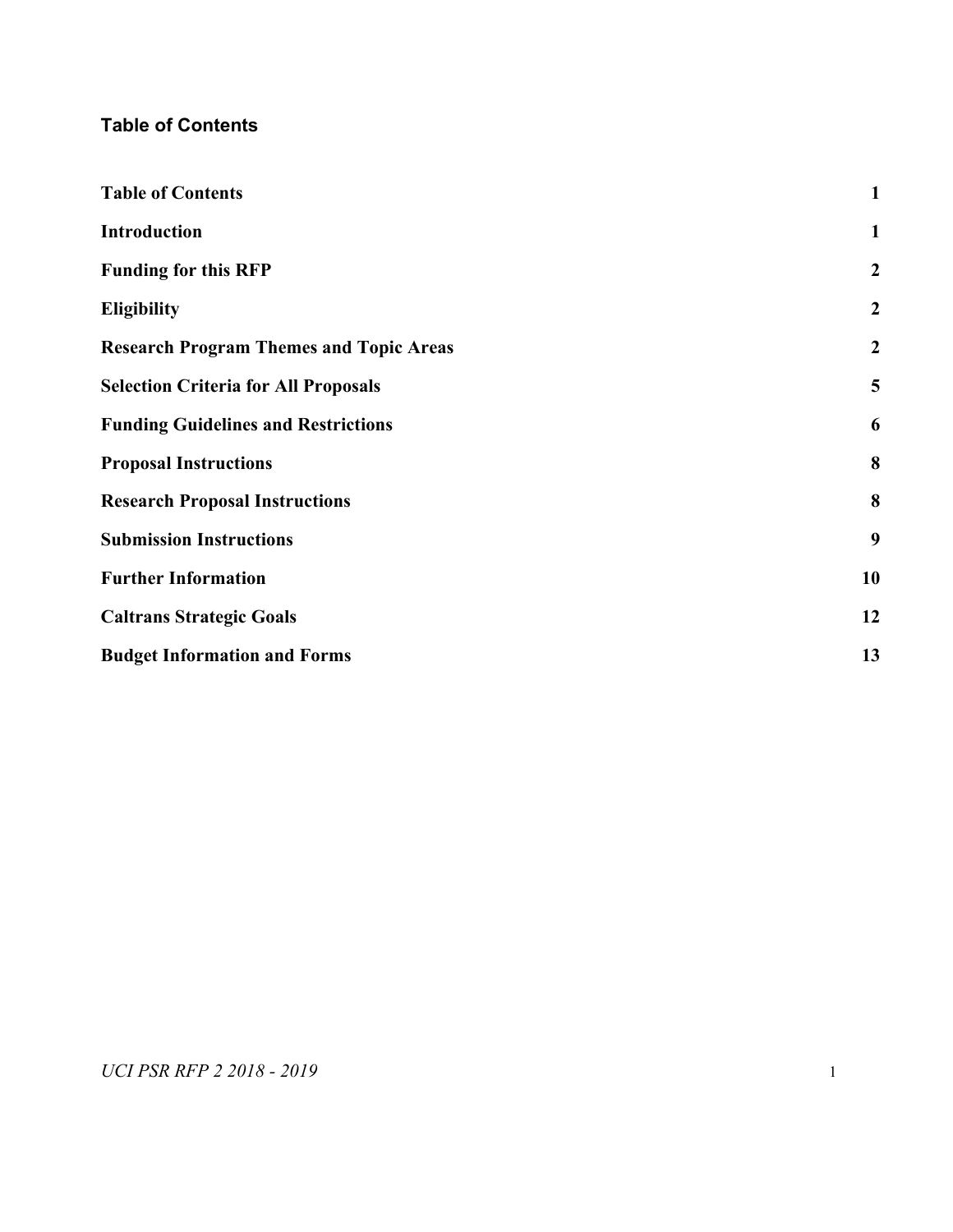## Table of Contents

| | |
|---|---|
| **Table of Contents** | **1** |
| **Introduction** | **1** |
| **Funding for this RFP** | **2** |
| **Eligibility** | **2** |
| **Research Program Themes and Topic Areas** | **2** |
| **Selection Criteria for All Proposals** | **5** |
| **Funding Guidelines and Restrictions** | **6** |
| **Proposal Instructions** | **8** |
| **Research Proposal Instructions** | **8** |
| **Submission Instructions** | **9** |
| **Further Information** | **10** |
| **Caltrans Strategic Goals** | **12** |
| **Budget Information and Forms** | **13** |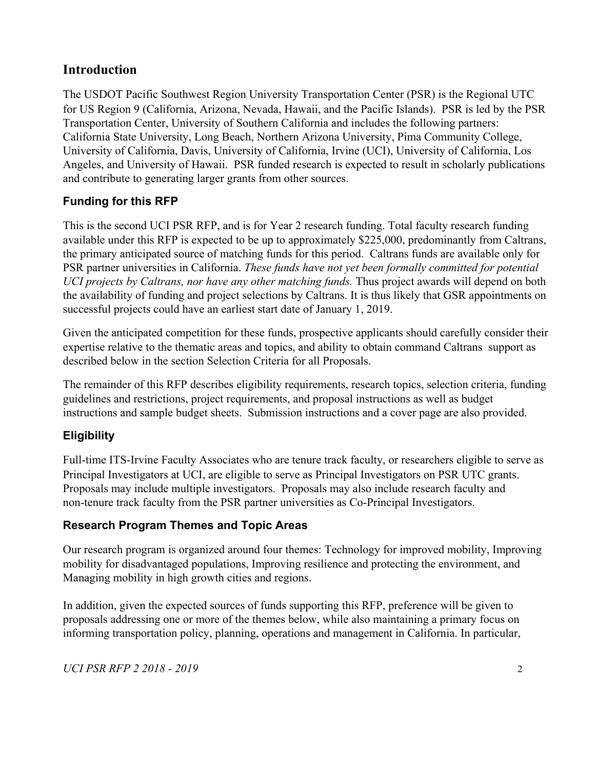## Introduction

The USDOT Pacific Southwest Region University Transportation Center (PSR) is the Regional UTC for US Region 9 (California, Arizona, Nevada, Hawaii, and the Pacific Islands). PSR is led by the PSR Transportation Center, University of Southern California and includes the following partners: California State University, Long Beach, Northern Arizona University, Pima Community College, University of California, Davis, University of California, Irvine (UCI), University of California, Los Angeles, and University of Hawaii. PSR funded research is expected to result in scholarly publications and contribute to generating larger grants from other sources.

### Funding for this RFP

This is the second UCI PSR RFP, and is for Year 2 research funding. Total faculty research funding available under this RFP is expected to be up to approximately $225,000, predominantly from Caltrans, the primary anticipated source of matching funds for this period. Caltrans funds are available only for PSR partner universities in California. *These funds have not yet been formally committed for potential UCI projects by Caltrans, nor have any other matching funds.* Thus project awards will depend on both the availability of funding and project selections by Caltrans. It is thus likely that GSR appointments on successful projects could have an earliest start date of January 1, 2019.

Given the anticipated competition for these funds, prospective applicants should carefully consider their expertise relative to the thematic areas and topics, and ability to obtain command Caltrans support as described below in the section Selection Criteria for all Proposals.

The remainder of this RFP describes eligibility requirements, research topics, selection criteria, funding guidelines and restrictions, project requirements, and proposal instructions as well as budget instructions and sample budget sheets. Submission instructions and a cover page are also provided.

### Eligibility

Full-time ITS-Irvine Faculty Associates who are tenure track faculty, or researchers eligible to serve as Principal Investigators at UCI, are eligible to serve as Principal Investigators on PSR UTC grants. Proposals may include multiple investigators. Proposals may also include research faculty and non-tenure track faculty from the PSR partner universities as Co-Principal Investigators.

### Research Program Themes and Topic Areas

Our research program is organized around four themes: Technology for improved mobility, Improving mobility for disadvantaged populations, Improving resilience and protecting the environment, and Managing mobility in high growth cities and regions.

In addition, given the expected sources of funds supporting this RFP, preference will be given to proposals addressing one or more of the themes below, while also maintaining a primary focus on informing transportation policy, planning, operations and management in California. In particular,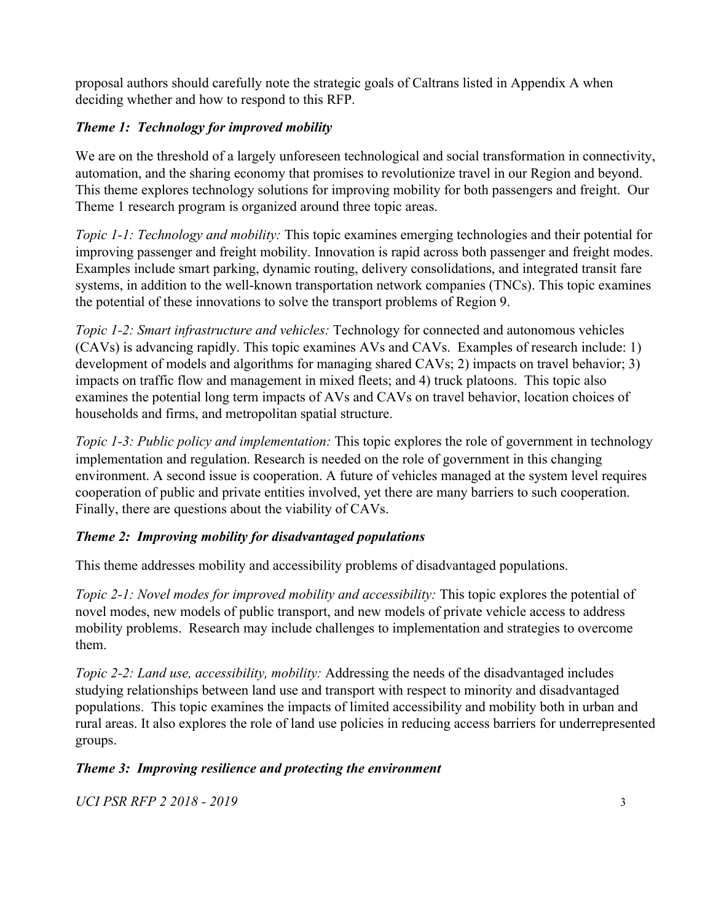proposal authors should carefully note the strategic goals of Caltrans listed in Appendix A when deciding whether and how to respond to this RFP.

### *Theme 1: Technology for improved mobility*

We are on the threshold of a largely unforeseen technological and social transformation in connectivity, automation, and the sharing economy that promises to revolutionize travel in our Region and beyond. This theme explores technology solutions for improving mobility for both passengers and freight. Our Theme 1 research program is organized around three topic areas.

*Topic 1-1: Technology and mobility:* This topic examines emerging technologies and their potential for improving passenger and freight mobility. Innovation is rapid across both passenger and freight modes. Examples include smart parking, dynamic routing, delivery consolidations, and integrated transit fare systems, in addition to the well-known transportation network companies (TNCs). This topic examines the potential of these innovations to solve the transport problems of Region 9.

*Topic 1-2: Smart infrastructure and vehicles:* Technology for connected and autonomous vehicles (CAVs) is advancing rapidly. This topic examines AVs and CAVs. Examples of research include: 1) development of models and algorithms for managing shared CAVs; 2) impacts on travel behavior; 3) impacts on traffic flow and management in mixed fleets; and 4) truck platoons. This topic also examines the potential long term impacts of AVs and CAVs on travel behavior, location choices of households and firms, and metropolitan spatial structure.

*Topic 1-3: Public policy and implementation:* This topic explores the role of government in technology implementation and regulation. Research is needed on the role of government in this changing environment. A second issue is cooperation. A future of vehicles managed at the system level requires cooperation of public and private entities involved, yet there are many barriers to such cooperation. Finally, there are questions about the viability of CAVs.

### *Theme 2: Improving mobility for disadvantaged populations*

This theme addresses mobility and accessibility problems of disadvantaged populations.

*Topic 2-1: Novel modes for improved mobility and accessibility:* This topic explores the potential of novel modes, new models of public transport, and new models of private vehicle access to address mobility problems. Research may include challenges to implementation and strategies to overcome them.

*Topic 2-2: Land use, accessibility, mobility:* Addressing the needs of the disadvantaged includes studying relationships between land use and transport with respect to minority and disadvantaged populations. This topic examines the impacts of limited accessibility and mobility both in urban and rural areas. It also explores the role of land use policies in reducing access barriers for underrepresented groups.

### *Theme 3: Improving resilience and protecting the environment*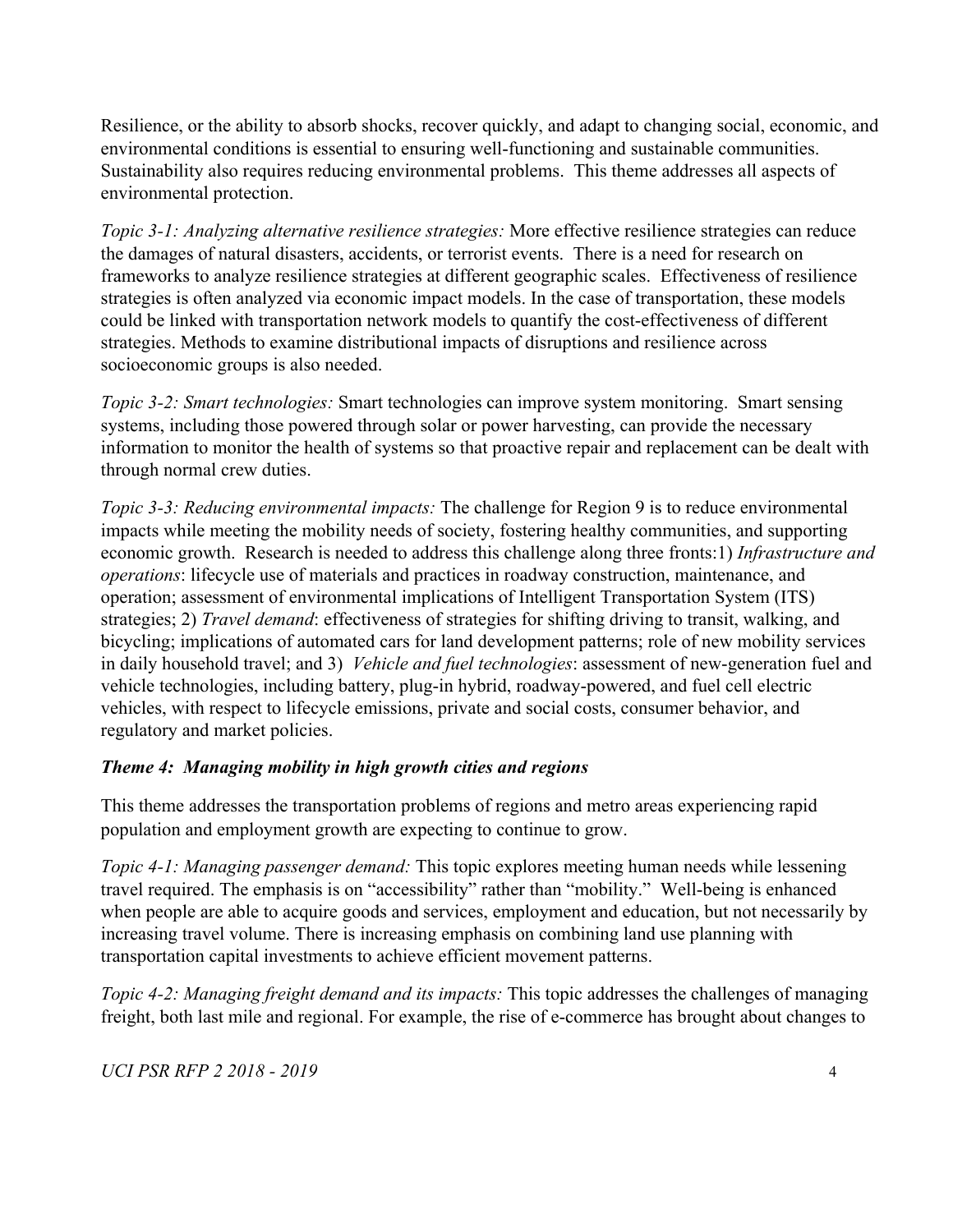Resilience, or the ability to absorb shocks, recover quickly, and adapt to changing social, economic, and environmental conditions is essential to ensuring well-functioning and sustainable communities. Sustainability also requires reducing environmental problems. This theme addresses all aspects of environmental protection.

*Topic 3-1: Analyzing alternative resilience strategies:* More effective resilience strategies can reduce the damages of natural disasters, accidents, or terrorist events. There is a need for research on frameworks to analyze resilience strategies at different geographic scales. Effectiveness of resilience strategies is often analyzed via economic impact models. In the case of transportation, these models could be linked with transportation network models to quantify the cost-effectiveness of different strategies. Methods to examine distributional impacts of disruptions and resilience across socioeconomic groups is also needed.

*Topic 3-2: Smart technologies:* Smart technologies can improve system monitoring. Smart sensing systems, including those powered through solar or power harvesting, can provide the necessary information to monitor the health of systems so that proactive repair and replacement can be dealt with through normal crew duties.

*Topic 3-3: Reducing environmental impacts:* The challenge for Region 9 is to reduce environmental impacts while meeting the mobility needs of society, fostering healthy communities, and supporting economic growth. Research is needed to address this challenge along three fronts:1) *Infrastructure and operations*: lifecycle use of materials and practices in roadway construction, maintenance, and operation; assessment of environmental implications of Intelligent Transportation System (ITS) strategies; 2) *Travel demand*: effectiveness of strategies for shifting driving to transit, walking, and bicycling; implications of automated cars for land development patterns; role of new mobility services in daily household travel; and 3) *Vehicle and fuel technologies*: assessment of new-generation fuel and vehicle technologies, including battery, plug-in hybrid, roadway-powered, and fuel cell electric vehicles, with respect to lifecycle emissions, private and social costs, consumer behavior, and regulatory and market policies.

### ***Theme 4: Managing mobility in high growth cities and regions***

This theme addresses the transportation problems of regions and metro areas experiencing rapid population and employment growth are expecting to continue to grow.

*Topic 4-1: Managing passenger demand:* This topic explores meeting human needs while lessening travel required. The emphasis is on "accessibility" rather than "mobility." Well-being is enhanced when people are able to acquire goods and services, employment and education, but not necessarily by increasing travel volume. There is increasing emphasis on combining land use planning with transportation capital investments to achieve efficient movement patterns.

*Topic 4-2: Managing freight demand and its impacts:* This topic addresses the challenges of managing freight, both last mile and regional. For example, the rise of e-commerce has brought about changes to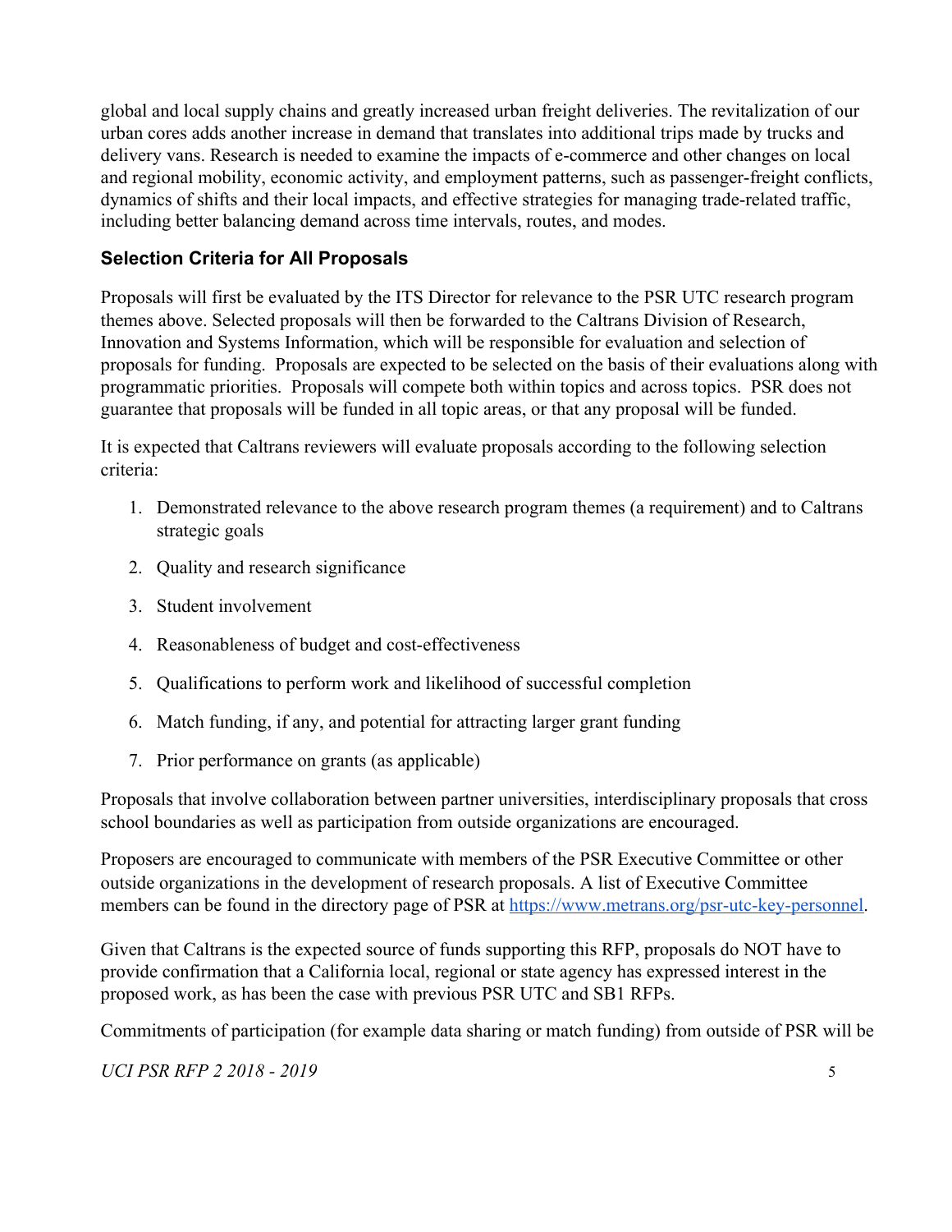global and local supply chains and greatly increased urban freight deliveries. The revitalization of our urban cores adds another increase in demand that translates into additional trips made by trucks and delivery vans. Research is needed to examine the impacts of e-commerce and other changes on local and regional mobility, economic activity, and employment patterns, such as passenger-freight conflicts, dynamics of shifts and their local impacts, and effective strategies for managing trade-related traffic, including better balancing demand across time intervals, routes, and modes.

## Selection Criteria for All Proposals

Proposals will first be evaluated by the ITS Director for relevance to the PSR UTC research program themes above. Selected proposals will then be forwarded to the Caltrans Division of Research, Innovation and Systems Information, which will be responsible for evaluation and selection of proposals for funding. Proposals are expected to be selected on the basis of their evaluations along with programmatic priorities. Proposals will compete both within topics and across topics. PSR does not guarantee that proposals will be funded in all topic areas, or that any proposal will be funded.

It is expected that Caltrans reviewers will evaluate proposals according to the following selection criteria:

1. Demonstrated relevance to the above research program themes (a requirement) and to Caltrans strategic goals
2. Quality and research significance
3. Student involvement
4. Reasonableness of budget and cost-effectiveness
5. Qualifications to perform work and likelihood of successful completion
6. Match funding, if any, and potential for attracting larger grant funding
7. Prior performance on grants (as applicable)

Proposals that involve collaboration between partner universities, interdisciplinary proposals that cross school boundaries as well as participation from outside organizations are encouraged.

Proposers are encouraged to communicate with members of the PSR Executive Committee or other outside organizations in the development of research proposals. A list of Executive Committee members can be found in the directory page of PSR at [https://www.metrans.org/psr-utc-key-personnel](https://www.metrans.org/psr-utc-key-personnel).

Given that Caltrans is the expected source of funds supporting this RFP, proposals do NOT have to provide confirmation that a California local, regional or state agency has expressed interest in the proposed work, as has been the case with previous PSR UTC and SB1 RFPs.

Commitments of participation (for example data sharing or match funding) from outside of PSR will be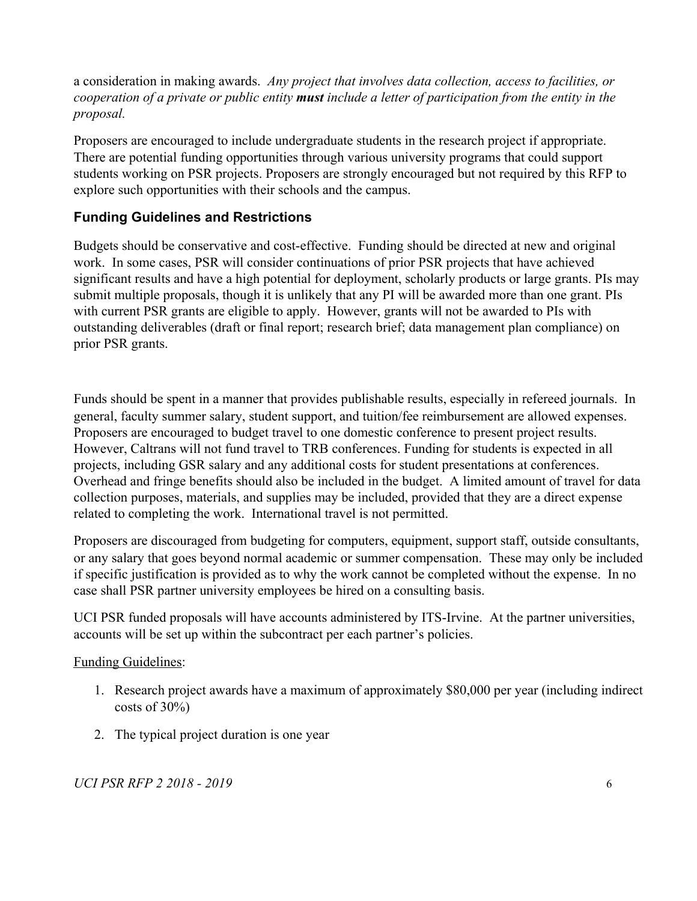a consideration in making awards. *Any project that involves data collection, access to facilities, or cooperation of a private or public entity **must** include a letter of participation from the entity in the proposal.*

Proposers are encouraged to include undergraduate students in the research project if appropriate. There are potential funding opportunities through various university programs that could support students working on PSR projects. Proposers are strongly encouraged but not required by this RFP to explore such opportunities with their schools and the campus.

## Funding Guidelines and Restrictions

Budgets should be conservative and cost-effective. Funding should be directed at new and original work. In some cases, PSR will consider continuations of prior PSR projects that have achieved significant results and have a high potential for deployment, scholarly products or large grants. PIs may submit multiple proposals, though it is unlikely that any PI will be awarded more than one grant. PIs with current PSR grants are eligible to apply. However, grants will not be awarded to PIs with outstanding deliverables (draft or final report; research brief; data management plan compliance) on prior PSR grants.

Funds should be spent in a manner that provides publishable results, especially in refereed journals. In general, faculty summer salary, student support, and tuition/fee reimbursement are allowed expenses. Proposers are encouraged to budget travel to one domestic conference to present project results. However, Caltrans will not fund travel to TRB conferences. Funding for students is expected in all projects, including GSR salary and any additional costs for student presentations at conferences. Overhead and fringe benefits should also be included in the budget. A limited amount of travel for data collection purposes, materials, and supplies may be included, provided that they are a direct expense related to completing the work. International travel is not permitted.

Proposers are discouraged from budgeting for computers, equipment, support staff, outside consultants, or any salary that goes beyond normal academic or summer compensation. These may only be included if specific justification is provided as to why the work cannot be completed without the expense. In no case shall PSR partner university employees be hired on a consulting basis.

UCI PSR funded proposals will have accounts administered by ITS-Irvine. At the partner universities, accounts will be set up within the subcontract per each partner's policies.

Funding Guidelines:

1. Research project awards have a maximum of approximately $80,000 per year (including indirect costs of 30%)
2. The typical project duration is one year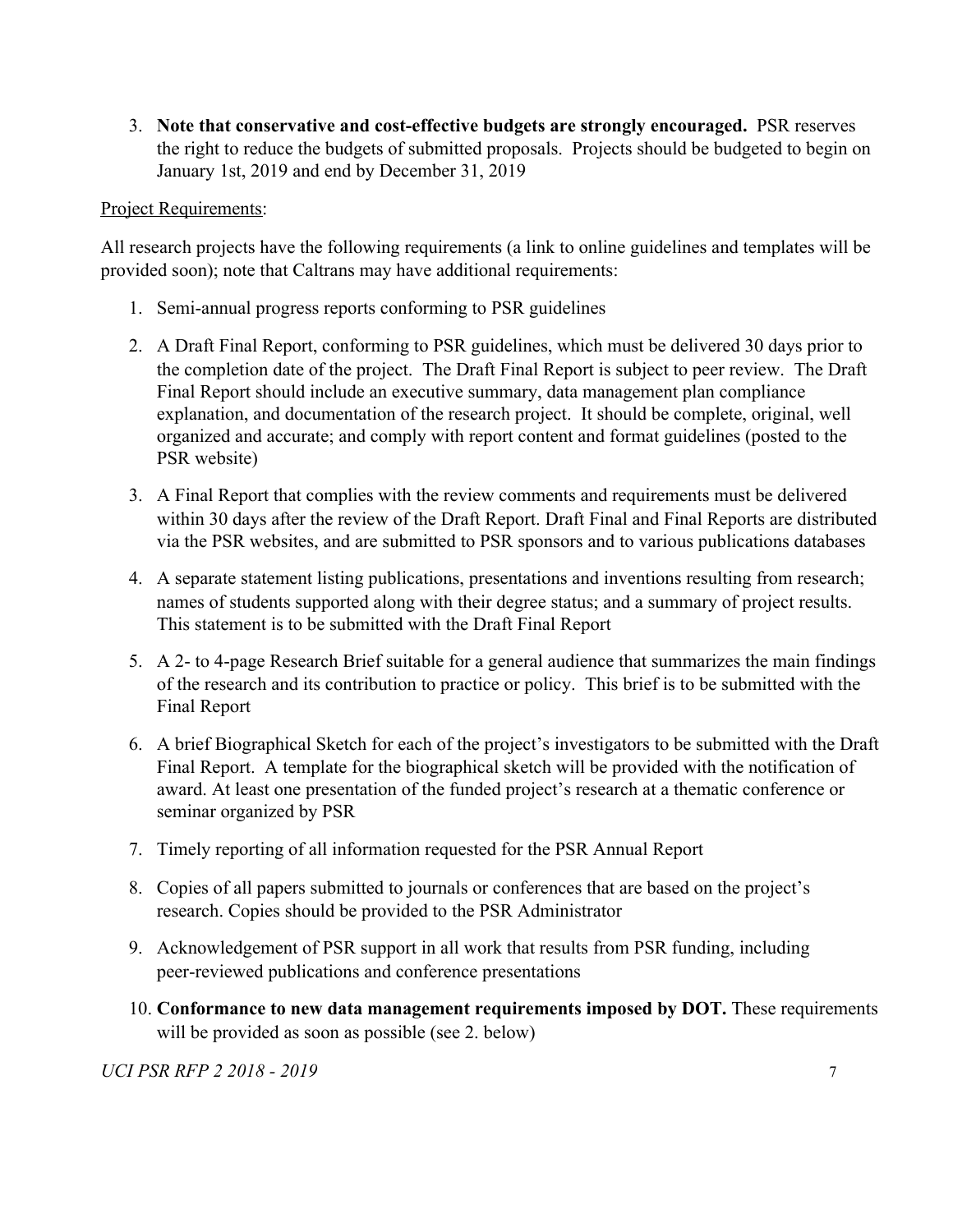3. **Note that conservative and cost-effective budgets are strongly encouraged.** PSR reserves the right to reduce the budgets of submitted proposals. Projects should be budgeted to begin on January 1st, 2019 and end by December 31, 2019

Project Requirements:

All research projects have the following requirements (a link to online guidelines and templates will be provided soon); note that Caltrans may have additional requirements:

1. Semi-annual progress reports conforming to PSR guidelines
2. A Draft Final Report, conforming to PSR guidelines, which must be delivered 30 days prior to the completion date of the project. The Draft Final Report is subject to peer review. The Draft Final Report should include an executive summary, data management plan compliance explanation, and documentation of the research project. It should be complete, original, well organized and accurate; and comply with report content and format guidelines (posted to the PSR website)
3. A Final Report that complies with the review comments and requirements must be delivered within 30 days after the review of the Draft Report. Draft Final and Final Reports are distributed via the PSR websites, and are submitted to PSR sponsors and to various publications databases
4. A separate statement listing publications, presentations and inventions resulting from research; names of students supported along with their degree status; and a summary of project results. This statement is to be submitted with the Draft Final Report
5. A 2- to 4-page Research Brief suitable for a general audience that summarizes the main findings of the research and its contribution to practice or policy. This brief is to be submitted with the Final Report
6. A brief Biographical Sketch for each of the project's investigators to be submitted with the Draft Final Report. A template for the biographical sketch will be provided with the notification of award. At least one presentation of the funded project's research at a thematic conference or seminar organized by PSR
7. Timely reporting of all information requested for the PSR Annual Report
8. Copies of all papers submitted to journals or conferences that are based on the project's research. Copies should be provided to the PSR Administrator
9. Acknowledgement of PSR support in all work that results from PSR funding, including peer-reviewed publications and conference presentations
10. **Conformance to new data management requirements imposed by DOT.** These requirements will be provided as soon as possible (see 2. below)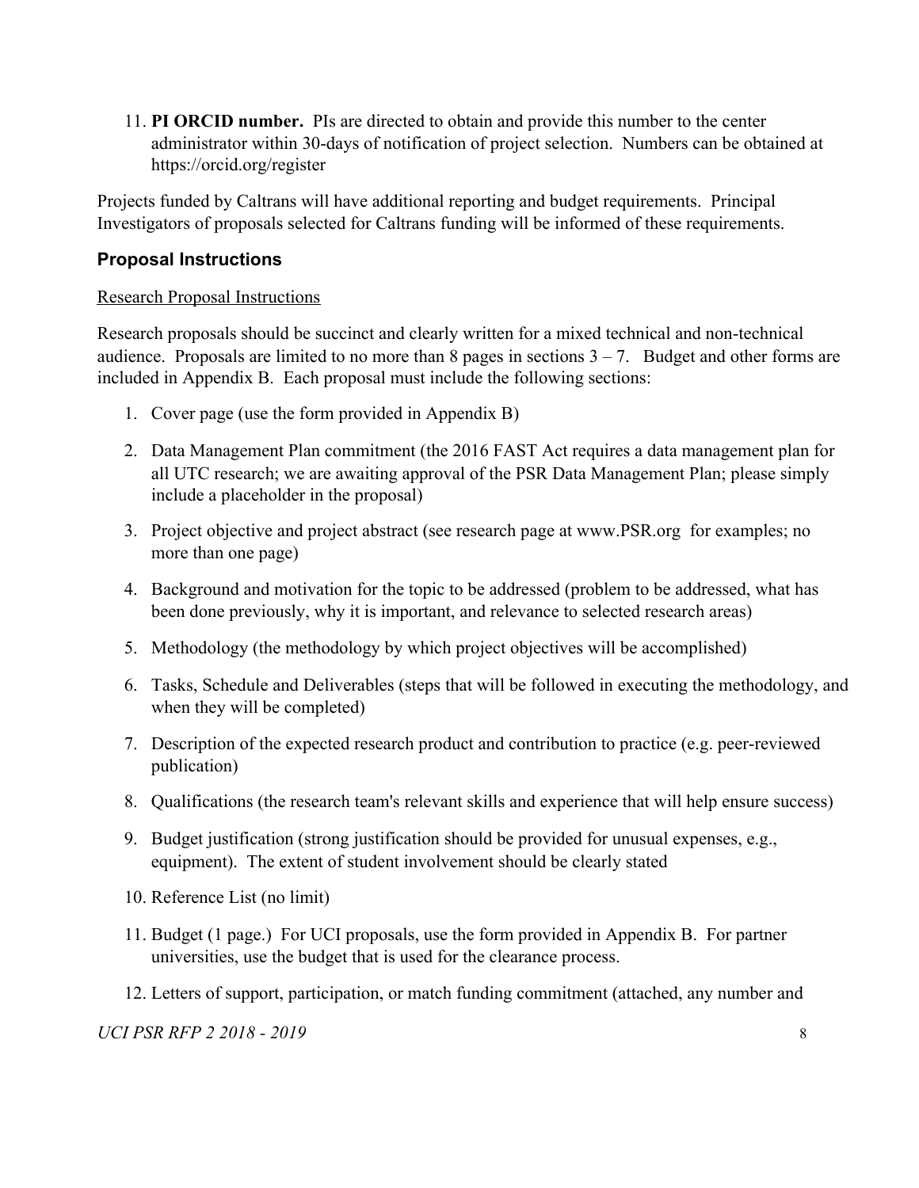11. **PI ORCID number.** PIs are directed to obtain and provide this number to the center administrator within 30-days of notification of project selection. Numbers can be obtained at https://orcid.org/register

Projects funded by Caltrans will have additional reporting and budget requirements. Principal Investigators of proposals selected for Caltrans funding will be informed of these requirements.

## Proposal Instructions

Research Proposal Instructions

Research proposals should be succinct and clearly written for a mixed technical and non-technical audience. Proposals are limited to no more than 8 pages in sections 3 – 7. Budget and other forms are included in Appendix B. Each proposal must include the following sections:

1. Cover page (use the form provided in Appendix B)
2. Data Management Plan commitment (the 2016 FAST Act requires a data management plan for all UTC research; we are awaiting approval of the PSR Data Management Plan; please simply include a placeholder in the proposal)
3. Project objective and project abstract (see research page at www.PSR.org for examples; no more than one page)
4. Background and motivation for the topic to be addressed (problem to be addressed, what has been done previously, why it is important, and relevance to selected research areas)
5. Methodology (the methodology by which project objectives will be accomplished)
6. Tasks, Schedule and Deliverables (steps that will be followed in executing the methodology, and when they will be completed)
7. Description of the expected research product and contribution to practice (e.g. peer-reviewed publication)
8. Qualifications (the research team's relevant skills and experience that will help ensure success)
9. Budget justification (strong justification should be provided for unusual expenses, e.g., equipment). The extent of student involvement should be clearly stated
10. Reference List (no limit)
11. Budget (1 page.) For UCI proposals, use the form provided in Appendix B. For partner universities, use the budget that is used for the clearance process.
12. Letters of support, participation, or match funding commitment (attached, any number and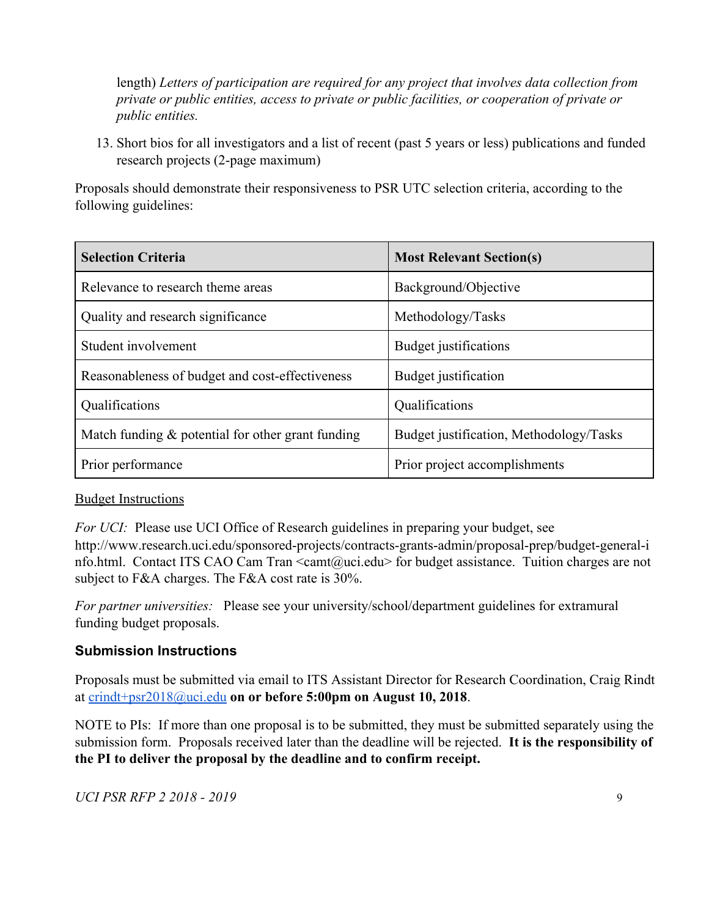length) *Letters of participation are required for any project that involves data collection from private or public entities, access to private or public facilities, or cooperation of private or public entities.*

13. Short bios for all investigators and a list of recent (past 5 years or less) publications and funded research projects (2-page maximum)

Proposals should demonstrate their responsiveness to PSR UTC selection criteria, according to the following guidelines:

| **Selection Criteria** | **Most Relevant Section(s)** |
|---|---|
| Relevance to research theme areas | Background/Objective |
| Quality and research significance | Methodology/Tasks |
| Student involvement | Budget justifications |
| Reasonableness of budget and cost-effectiveness | Budget justification |
| Qualifications | Qualifications |
| Match funding & potential for other grant funding | Budget justification, Methodology/Tasks |
| Prior performance | Prior project accomplishments |

<u>Budget Instructions</u>

*For UCI:* Please use UCI Office of Research guidelines in preparing your budget, see http://www.research.uci.edu/sponsored-projects/contracts-grants-admin/proposal-prep/budget-general-info.html. Contact ITS CAO Cam Tran <camt@uci.edu> for budget assistance. Tuition charges are not subject to F&A charges. The F&A cost rate is 30%.

*For partner universities:* Please see your university/school/department guidelines for extramural funding budget proposals.

### Submission Instructions

Proposals must be submitted via email to ITS Assistant Director for Research Coordination, Craig Rindt at crindt+psr2018@uci.edu **on or before 5:00pm on August 10, 2018**.

NOTE to PIs: If more than one proposal is to be submitted, they must be submitted separately using the submission form. Proposals received later than the deadline will be rejected. **It is the responsibility of the PI to deliver the proposal by the deadline and to confirm receipt.**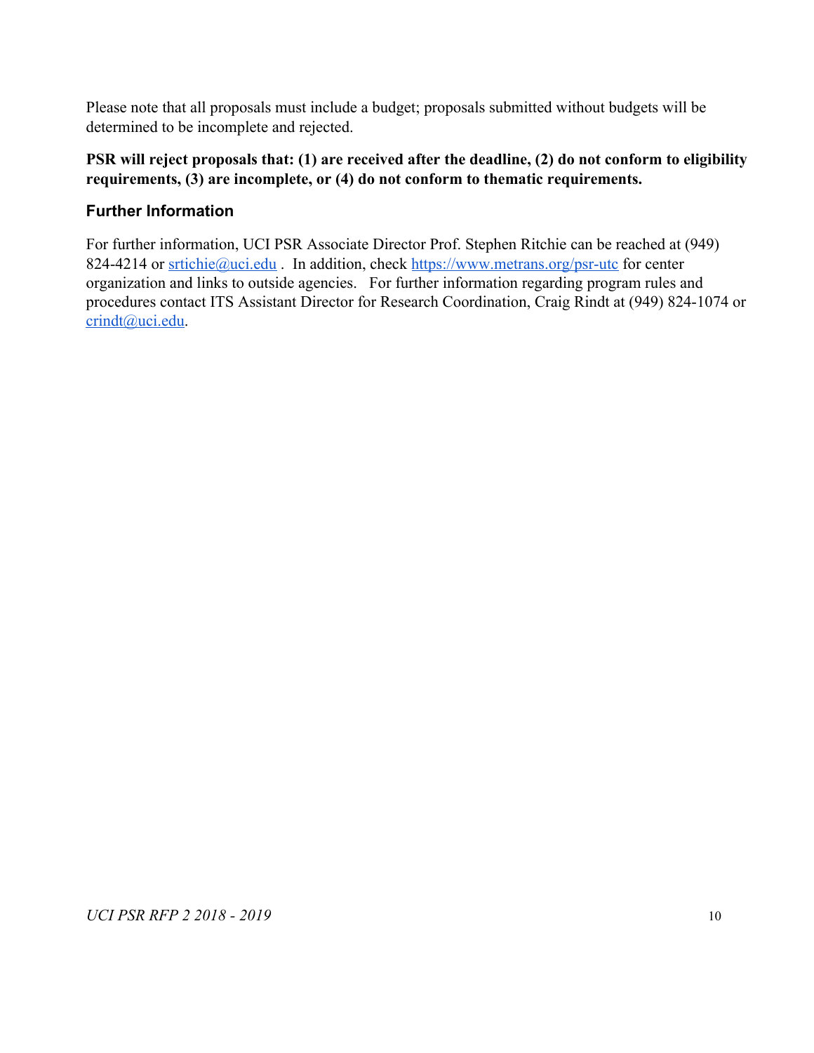Please note that all proposals must include a budget; proposals submitted without budgets will be determined to be incomplete and rejected.

**PSR will reject proposals that: (1) are received after the deadline, (2) do not conform to eligibility requirements, (3) are incomplete, or (4) do not conform to thematic requirements.**

### Further Information

For further information, UCI PSR Associate Director Prof. Stephen Ritchie can be reached at (949) 824-4214 or [srtichie@uci.edu](mailto:srtichie@uci.edu) . In addition, check [https://www.metrans.org/psr-utc](https://www.metrans.org/psr-utc) for center organization and links to outside agencies. For further information regarding program rules and procedures contact ITS Assistant Director for Research Coordination, Craig Rindt at (949) 824-1074 or [crindt@uci.edu](mailto:crindt@uci.edu).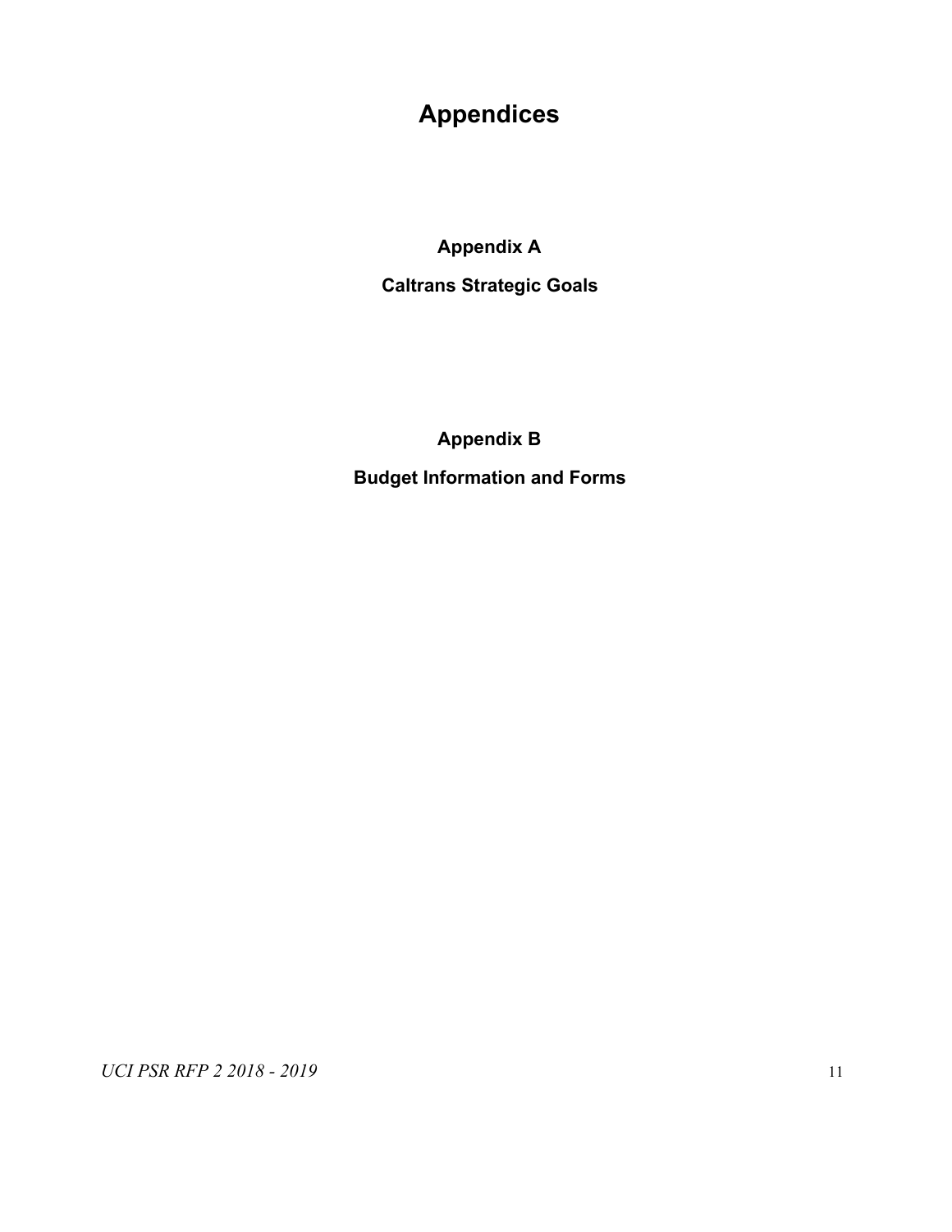# Appendices

## Appendix A

## Caltrans Strategic Goals

## Appendix B

## Budget Information and Forms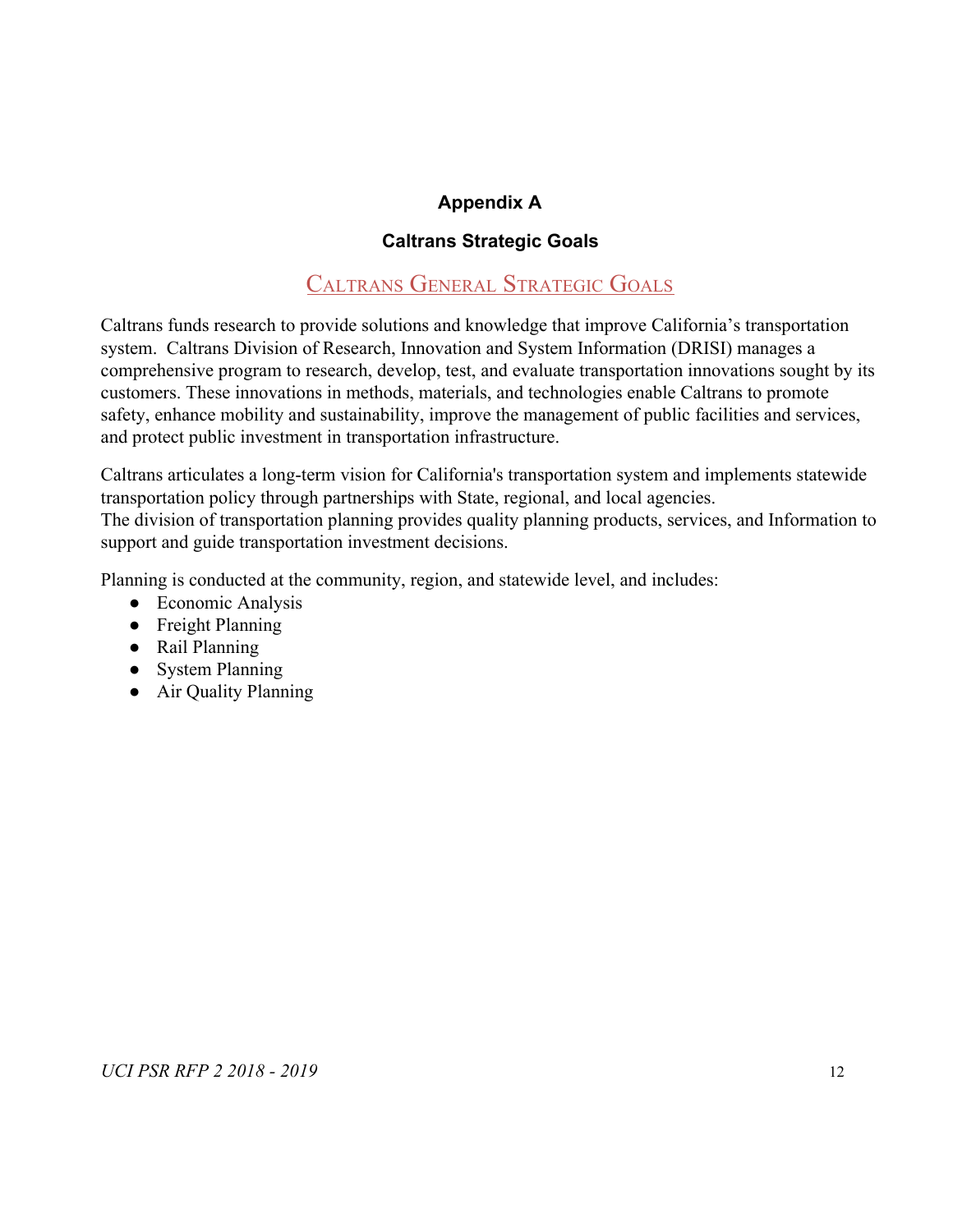# Appendix A

## Caltrans Strategic Goals

### Caltrans General Strategic Goals

Caltrans funds research to provide solutions and knowledge that improve California's transportation system. Caltrans Division of Research, Innovation and System Information (DRISI) manages a comprehensive program to research, develop, test, and evaluate transportation innovations sought by its customers. These innovations in methods, materials, and technologies enable Caltrans to promote safety, enhance mobility and sustainability, improve the management of public facilities and services, and protect public investment in transportation infrastructure.

Caltrans articulates a long-term vision for California's transportation system and implements statewide transportation policy through partnerships with State, regional, and local agencies.
The division of transportation planning provides quality planning products, services, and Information to support and guide transportation investment decisions.

Planning is conducted at the community, region, and statewide level, and includes:

- Economic Analysis
- Freight Planning
- Rail Planning
- System Planning
- Air Quality Planning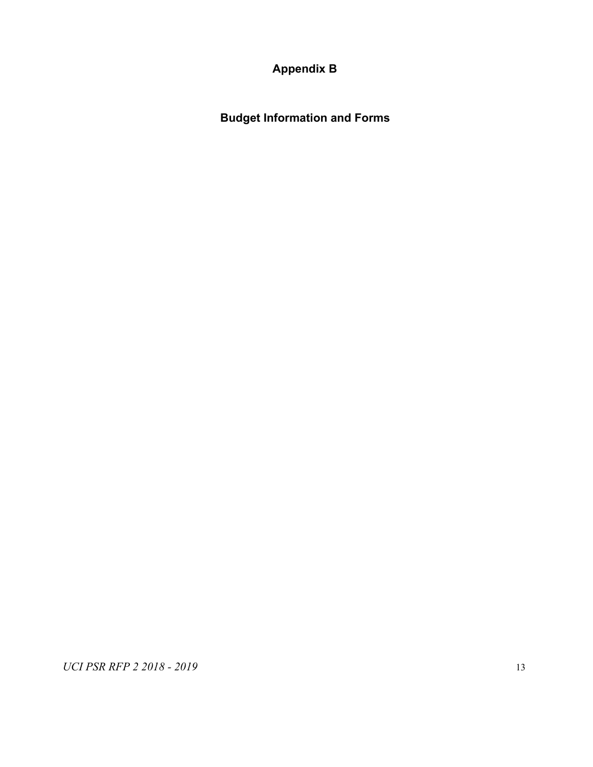# Appendix B

## Budget Information and Forms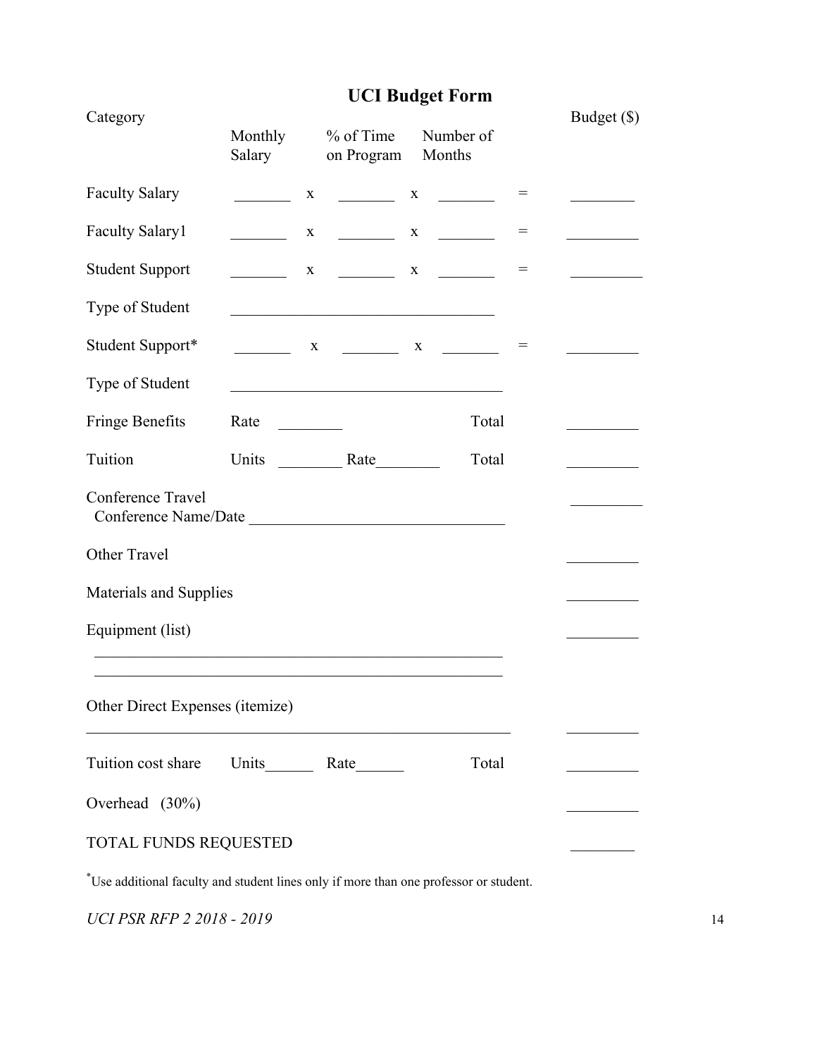# UCI Budget Form

| Category | Monthly Salary | | % of Time on Program | | Number of Months | | Budget ($) |
|---|---|---|---|---|---|---|---|
| Faculty Salary | _______ | x | _______ | x | _______ | = | ________ |
| Faculty Salary1 | _______ | x | _______ | x | _______ | = | _________ |
| Student Support | _______ | x | _______ | x | _______ | = | _________ |
| Type of Student | ________________________________ | | | | | | |
| Student Support* | _______ | x | _______ | x | _______ | = | _________ |
| Type of Student | _________________________________ | | | | | | |
| Fringe Benefits | Rate ________ | | | | Total | | _________ |
| Tuition | Units ________ | | Rate________ | | Total | | _________ |
| Conference Travel<br>Conference Name/Date _______________________________ | | | | | | | _________ |
| Other Travel | | | | | | | _________ |
| Materials and Supplies | | | | | | | _________ |
| Equipment (list)<br>__________________________________________________<br>__________________________________________________ | | | | | | | _________ |
| Other Direct Expenses (itemize)<br>____________________________________________________ | | | | | | | _________ |
| Tuition cost share | Units______ | | Rate______ | | Total | | _________ |
| Overhead (30%) | | | | | | | _________ |
| TOTAL FUNDS REQUESTED | | | | | | | ________ |

*Use additional faculty and student lines only if more than one professor or student.

*UCI PSR RFP 2 2018 - 2019*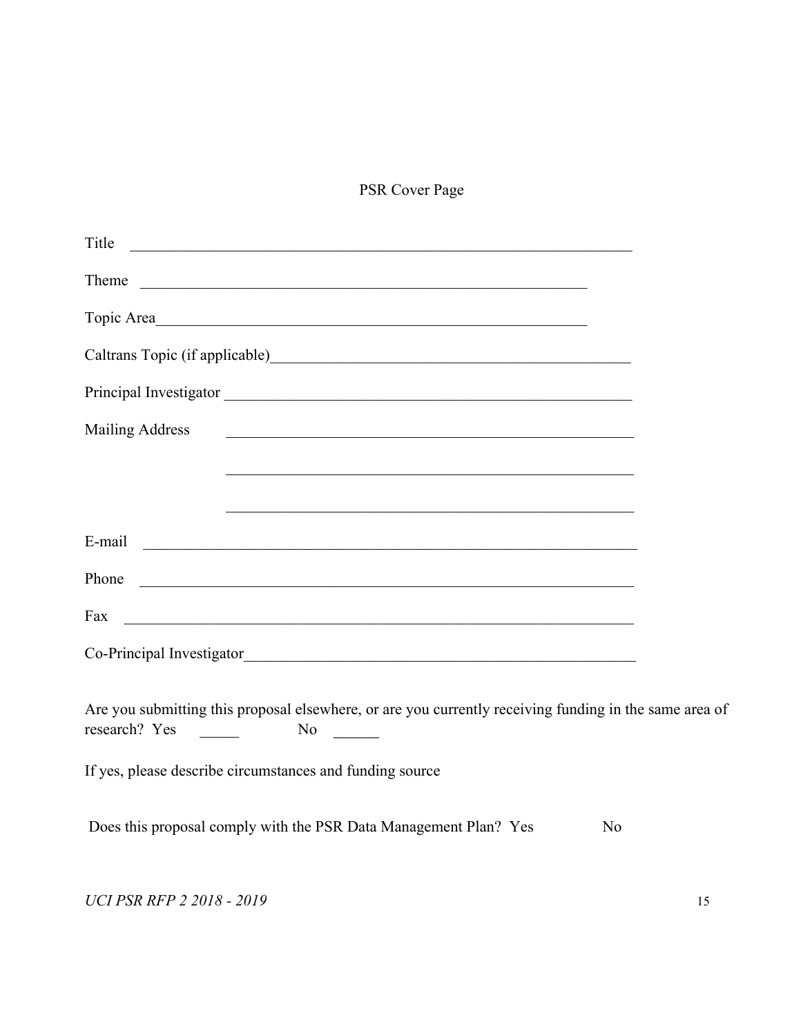# PSR Cover Page

Title ___________________________________________________________________

Theme _____________________________________________________________

Topic Area__________________________________________________________

Caltrans Topic (if applicable)____________________________________________

Principal Investigator ____________________________________________________

Mailing Address ____________________________________________________

____________________________________________________

____________________________________________________

E-mail ___________________________________________________________________

Phone ___________________________________________________________________

Fax _____________________________________________________________________

Co-Principal Investigator__________________________________________________

Are you submitting this proposal elsewhere, or are you currently receiving funding in the same area of research? Yes _____ No ______

If yes, please describe circumstances and funding source

Does this proposal comply with the PSR Data Management Plan? Yes No

*UCI PSR RFP 2 2018 - 2019*